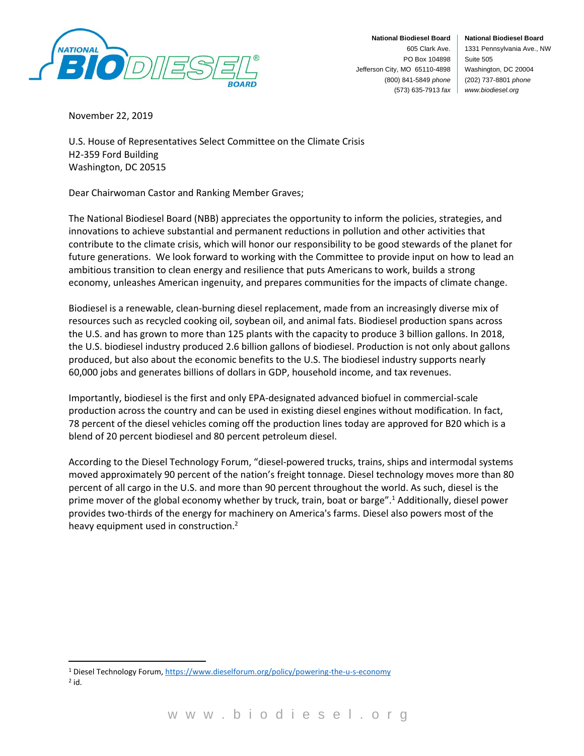**National Biodiesel Board**
605 Clark Ave.
PO Box 104898
Jefferson City, MO 65110-4898
(800) 841-5849 *phone*
(573) 635-7913 *fax*

**National Biodiesel Board**
1331 Pennsylvania Ave., NW
Suite 505
Washington, DC 20004
(202) 737-8801 *phone*
*www.biodiesel.org*

November 22, 2019

U.S. House of Representatives Select Committee on the Climate Crisis
H2-359 Ford Building
Washington, DC 20515

Dear Chairwoman Castor and Ranking Member Graves;

The National Biodiesel Board (NBB) appreciates the opportunity to inform the policies, strategies, and innovations to achieve substantial and permanent reductions in pollution and other activities that contribute to the climate crisis, which will honor our responsibility to be good stewards of the planet for future generations. We look forward to working with the Committee to provide input on how to lead an ambitious transition to clean energy and resilience that puts Americans to work, builds a strong economy, unleashes American ingenuity, and prepares communities for the impacts of climate change.

Biodiesel is a renewable, clean-burning diesel replacement, made from an increasingly diverse mix of resources such as recycled cooking oil, soybean oil, and animal fats. Biodiesel production spans across the U.S. and has grown to more than 125 plants with the capacity to produce 3 billion gallons. In 2018, the U.S. biodiesel industry produced 2.6 billion gallons of biodiesel. Production is not only about gallons produced, but also about the economic benefits to the U.S. The biodiesel industry supports nearly 60,000 jobs and generates billions of dollars in GDP, household income, and tax revenues.

Importantly, biodiesel is the first and only EPA-designated advanced biofuel in commercial-scale production across the country and can be used in existing diesel engines without modification. In fact, 78 percent of the diesel vehicles coming off the production lines today are approved for B20 which is a blend of 20 percent biodiesel and 80 percent petroleum diesel.

According to the Diesel Technology Forum, "diesel-powered trucks, trains, ships and intermodal systems moved approximately 90 percent of the nation's freight tonnage. Diesel technology moves more than 80 percent of all cargo in the U.S. and more than 90 percent throughout the world. As such, diesel is the prime mover of the global economy whether by truck, train, boat or barge".[1] Additionally, diesel power provides two-thirds of the energy for machinery on America's farms. Diesel also powers most of the heavy equipment used in construction.[2]

---

[1] Diesel Technology Forum, https://www.dieselforum.org/policy/powering-the-u-s-economy
[2] id.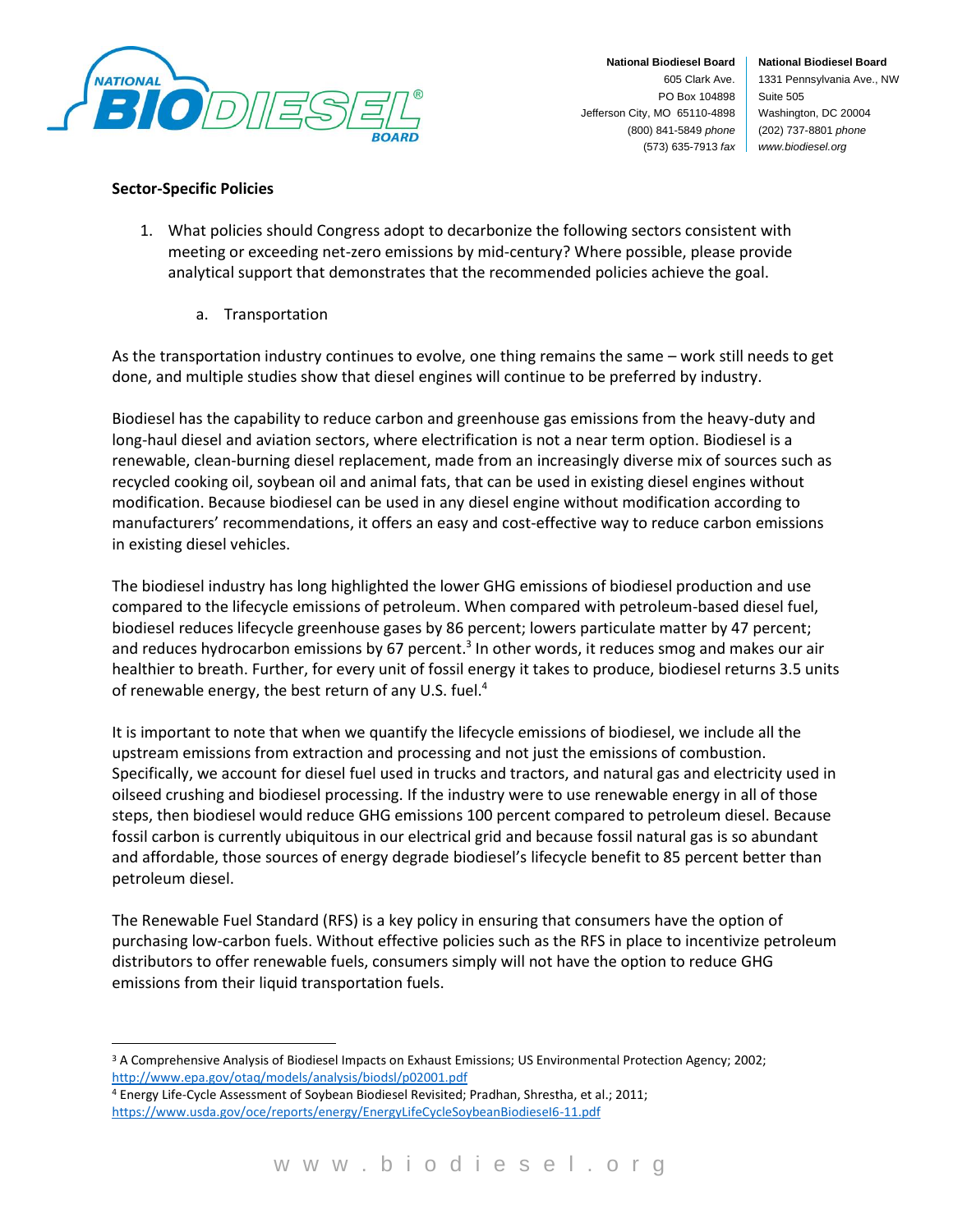**Sector-Specific Policies**

1. What policies should Congress adopt to decarbonize the following sectors consistent with meeting or exceeding net-zero emissions by mid-century? Where possible, please provide analytical support that demonstrates that the recommended policies achieve the goal.

    a. Transportation

As the transportation industry continues to evolve, one thing remains the same – work still needs to get done, and multiple studies show that diesel engines will continue to be preferred by industry.

Biodiesel has the capability to reduce carbon and greenhouse gas emissions from the heavy-duty and long-haul diesel and aviation sectors, where electrification is not a near term option. Biodiesel is a renewable, clean-burning diesel replacement, made from an increasingly diverse mix of sources such as recycled cooking oil, soybean oil and animal fats, that can be used in existing diesel engines without modification. Because biodiesel can be used in any diesel engine without modification according to manufacturers' recommendations, it offers an easy and cost-effective way to reduce carbon emissions in existing diesel vehicles.

The biodiesel industry has long highlighted the lower GHG emissions of biodiesel production and use compared to the lifecycle emissions of petroleum. When compared with petroleum-based diesel fuel, biodiesel reduces lifecycle greenhouse gases by 86 percent; lowers particulate matter by 47 percent; and reduces hydrocarbon emissions by 67 percent.[3] In other words, it reduces smog and makes our air healthier to breath. Further, for every unit of fossil energy it takes to produce, biodiesel returns 3.5 units of renewable energy, the best return of any U.S. fuel.[4]

It is important to note that when we quantify the lifecycle emissions of biodiesel, we include all the upstream emissions from extraction and processing and not just the emissions of combustion. Specifically, we account for diesel fuel used in trucks and tractors, and natural gas and electricity used in oilseed crushing and biodiesel processing. If the industry were to use renewable energy in all of those steps, then biodiesel would reduce GHG emissions 100 percent compared to petroleum diesel. Because fossil carbon is currently ubiquitous in our electrical grid and because fossil natural gas is so abundant and affordable, those sources of energy degrade biodiesel's lifecycle benefit to 85 percent better than petroleum diesel.

The Renewable Fuel Standard (RFS) is a key policy in ensuring that consumers have the option of purchasing low-carbon fuels. Without effective policies such as the RFS in place to incentivize petroleum distributors to offer renewable fuels, consumers simply will not have the option to reduce GHG emissions from their liquid transportation fuels.

---

[3] A Comprehensive Analysis of Biodiesel Impacts on Exhaust Emissions; US Environmental Protection Agency; 2002; http://www.epa.gov/otaq/models/analysis/biodsl/p02001.pdf

[4] Energy Life-Cycle Assessment of Soybean Biodiesel Revisited; Pradhan, Shrestha, et al.; 2011; https://www.usda.gov/oce/reports/energy/EnergyLifeCycleSoybeanBiodiesel6-11.pdf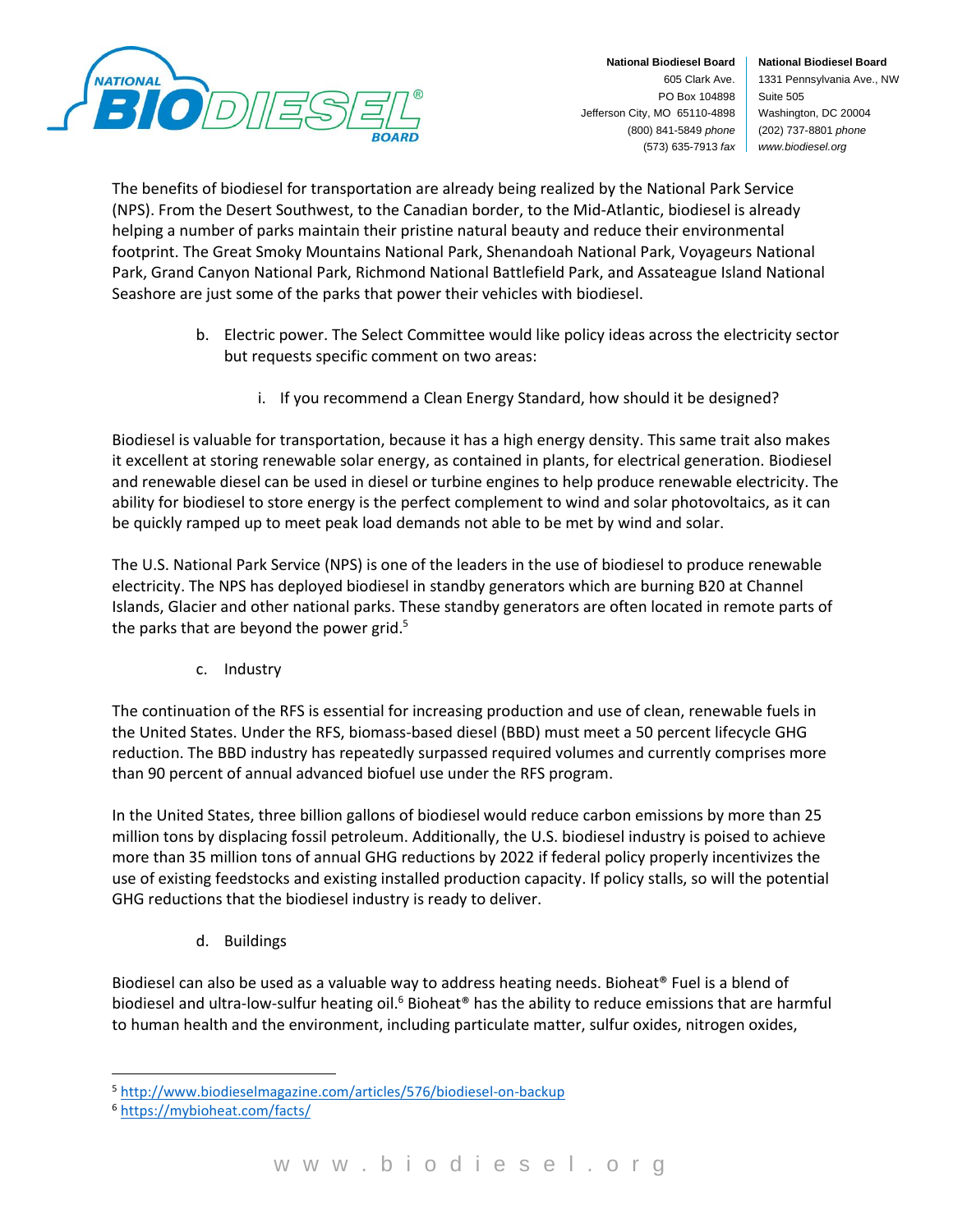The benefits of biodiesel for transportation are already being realized by the National Park Service (NPS). From the Desert Southwest, to the Canadian border, to the Mid-Atlantic, biodiesel is already helping a number of parks maintain their pristine natural beauty and reduce their environmental footprint. The Great Smoky Mountains National Park, Shenandoah National Park, Voyageurs National Park, Grand Canyon National Park, Richmond National Battlefield Park, and Assateague Island National Seashore are just some of the parks that power their vehicles with biodiesel.

b. Electric power. The Select Committee would like policy ideas across the electricity sector but requests specific comment on two areas:

i. If you recommend a Clean Energy Standard, how should it be designed?

Biodiesel is valuable for transportation, because it has a high energy density. This same trait also makes it excellent at storing renewable solar energy, as contained in plants, for electrical generation. Biodiesel and renewable diesel can be used in diesel or turbine engines to help produce renewable electricity. The ability for biodiesel to store energy is the perfect complement to wind and solar photovoltaics, as it can be quickly ramped up to meet peak load demands not able to be met by wind and solar.

The U.S. National Park Service (NPS) is one of the leaders in the use of biodiesel to produce renewable electricity. The NPS has deployed biodiesel in standby generators which are burning B20 at Channel Islands, Glacier and other national parks. These standby generators are often located in remote parts of the parks that are beyond the power grid.[5]

c. Industry

The continuation of the RFS is essential for increasing production and use of clean, renewable fuels in the United States. Under the RFS, biomass-based diesel (BBD) must meet a 50 percent lifecycle GHG reduction. The BBD industry has repeatedly surpassed required volumes and currently comprises more than 90 percent of annual advanced biofuel use under the RFS program.

In the United States, three billion gallons of biodiesel would reduce carbon emissions by more than 25 million tons by displacing fossil petroleum. Additionally, the U.S. biodiesel industry is poised to achieve more than 35 million tons of annual GHG reductions by 2022 if federal policy properly incentivizes the use of existing feedstocks and existing installed production capacity. If policy stalls, so will the potential GHG reductions that the biodiesel industry is ready to deliver.

d. Buildings

Biodiesel can also be used as a valuable way to address heating needs. Bioheat® Fuel is a blend of biodiesel and ultra-low-sulfur heating oil.[6] Bioheat® has the ability to reduce emissions that are harmful to human health and the environment, including particulate matter, sulfur oxides, nitrogen oxides,

---

[5] http://www.biodieselmagazine.com/articles/576/biodiesel-on-backup

[6] https://mybioheat.com/facts/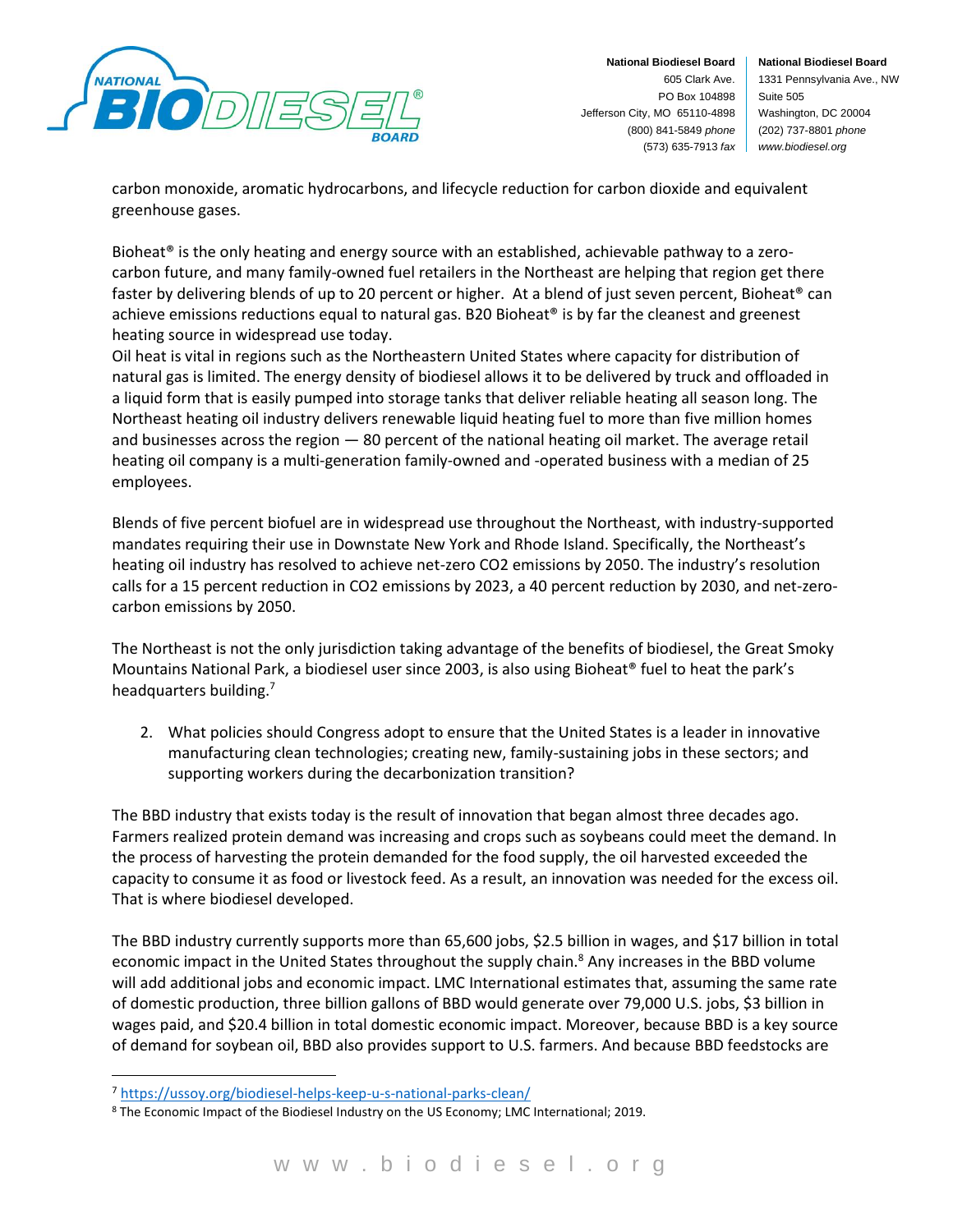carbon monoxide, aromatic hydrocarbons, and lifecycle reduction for carbon dioxide and equivalent greenhouse gases.

Bioheat® is the only heating and energy source with an established, achievable pathway to a zero-carbon future, and many family-owned fuel retailers in the Northeast are helping that region get there faster by delivering blends of up to 20 percent or higher. At a blend of just seven percent, Bioheat® can achieve emissions reductions equal to natural gas. B20 Bioheat® is by far the cleanest and greenest heating source in widespread use today.

Oil heat is vital in regions such as the Northeastern United States where capacity for distribution of natural gas is limited. The energy density of biodiesel allows it to be delivered by truck and offloaded in a liquid form that is easily pumped into storage tanks that deliver reliable heating all season long. The Northeast heating oil industry delivers renewable liquid heating fuel to more than five million homes and businesses across the region — 80 percent of the national heating oil market. The average retail heating oil company is a multi-generation family-owned and -operated business with a median of 25 employees.

Blends of five percent biofuel are in widespread use throughout the Northeast, with industry-supported mandates requiring their use in Downstate New York and Rhode Island. Specifically, the Northeast's heating oil industry has resolved to achieve net-zero $CO_2$ emissions by 2050. The industry's resolution calls for a 15 percent reduction in $CO_2$ emissions by 2023, a 40 percent reduction by 2030, and net-zero-carbon emissions by 2050.

The Northeast is not the only jurisdiction taking advantage of the benefits of biodiesel, the Great Smoky Mountains National Park, a biodiesel user since 2003, is also using Bioheat® fuel to heat the park's headquarters building.[7]

2. What policies should Congress adopt to ensure that the United States is a leader in innovative manufacturing clean technologies; creating new, family-sustaining jobs in these sectors; and supporting workers during the decarbonization transition?

The BBD industry that exists today is the result of innovation that began almost three decades ago. Farmers realized protein demand was increasing and crops such as soybeans could meet the demand. In the process of harvesting the protein demanded for the food supply, the oil harvested exceeded the capacity to consume it as food or livestock feed. As a result, an innovation was needed for the excess oil. That is where biodiesel developed.

The BBD industry currently supports more than 65,600 jobs, $2.5 billion in wages, and $17 billion in total economic impact in the United States throughout the supply chain.[8] Any increases in the BBD volume will add additional jobs and economic impact. LMC International estimates that, assuming the same rate of domestic production, three billion gallons of BBD would generate over 79,000 U.S. jobs, $3 billion in wages paid, and $20.4 billion in total domestic economic impact. Moreover, because BBD is a key source of demand for soybean oil, BBD also provides support to U.S. farmers. And because BBD feedstocks are

[7] https://ussoy.org/biodiesel-helps-keep-u-s-national-parks-clean/

[8] The Economic Impact of the Biodiesel Industry on the US Economy; LMC International; 2019.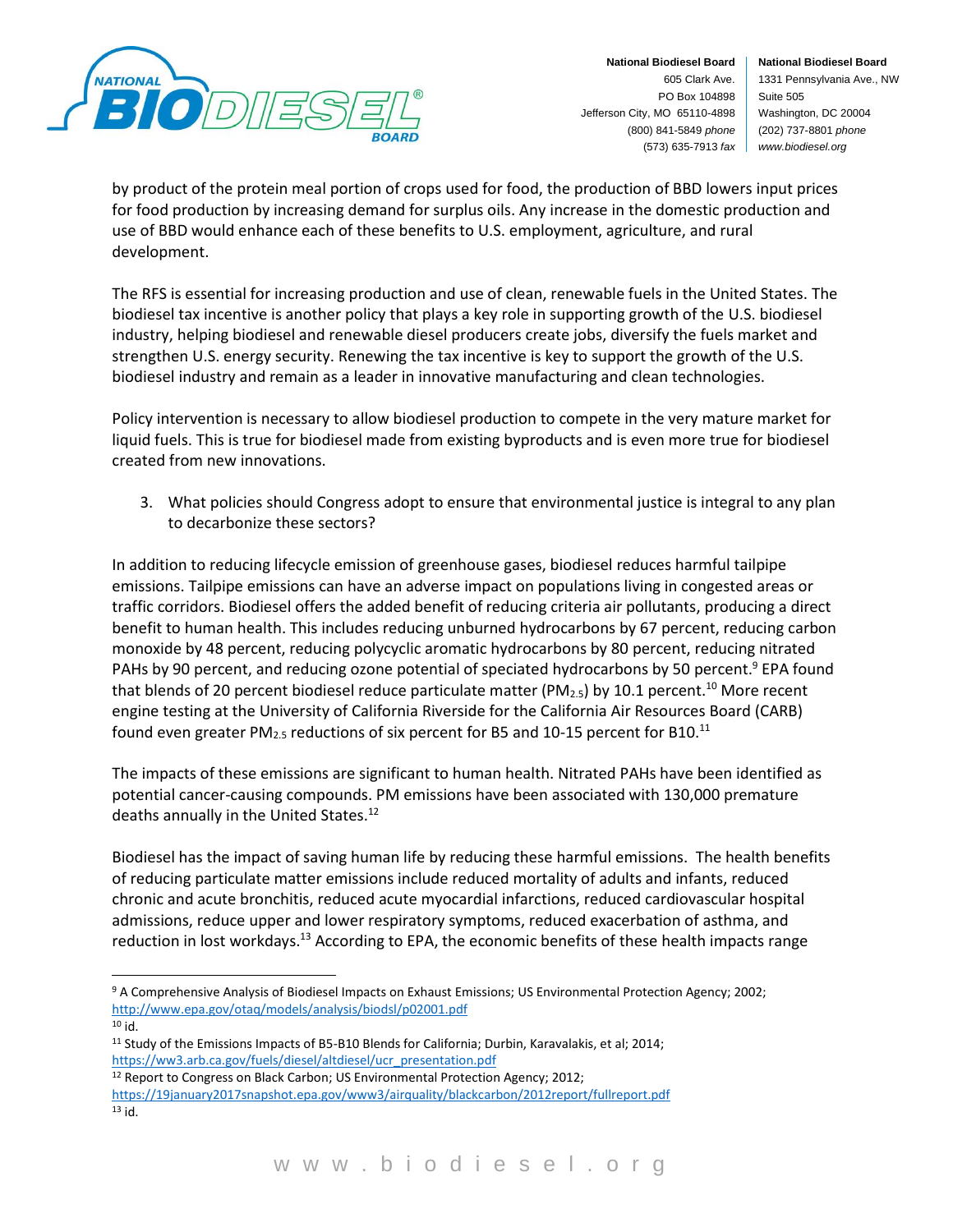by product of the protein meal portion of crops used for food, the production of BBD lowers input prices for food production by increasing demand for surplus oils. Any increase in the domestic production and use of BBD would enhance each of these benefits to U.S. employment, agriculture, and rural development.

The RFS is essential for increasing production and use of clean, renewable fuels in the United States. The biodiesel tax incentive is another policy that plays a key role in supporting growth of the U.S. biodiesel industry, helping biodiesel and renewable diesel producers create jobs, diversify the fuels market and strengthen U.S. energy security. Renewing the tax incentive is key to support the growth of the U.S. biodiesel industry and remain as a leader in innovative manufacturing and clean technologies.

Policy intervention is necessary to allow biodiesel production to compete in the very mature market for liquid fuels. This is true for biodiesel made from existing byproducts and is even more true for biodiesel created from new innovations.

3. What policies should Congress adopt to ensure that environmental justice is integral to any plan to decarbonize these sectors?

In addition to reducing lifecycle emission of greenhouse gases, biodiesel reduces harmful tailpipe emissions. Tailpipe emissions can have an adverse impact on populations living in congested areas or traffic corridors. Biodiesel offers the added benefit of reducing criteria air pollutants, producing a direct benefit to human health. This includes reducing unburned hydrocarbons by 67 percent, reducing carbon monoxide by 48 percent, reducing polycyclic aromatic hydrocarbons by 80 percent, reducing nitrated PAHs by 90 percent, and reducing ozone potential of speciated hydrocarbons by 50 percent.[9] EPA found that blends of 20 percent biodiesel reduce particulate matter ($PM_{2.5}$) by 10.1 percent.[10] More recent engine testing at the University of California Riverside for the California Air Resources Board (CARB) found even greater $PM_{2.5}$ reductions of six percent for B5 and 10-15 percent for B10.[11]

The impacts of these emissions are significant to human health. Nitrated PAHs have been identified as potential cancer-causing compounds. PM emissions have been associated with 130,000 premature deaths annually in the United States.[12]

Biodiesel has the impact of saving human life by reducing these harmful emissions. The health benefits of reducing particulate matter emissions include reduced mortality of adults and infants, reduced chronic and acute bronchitis, reduced acute myocardial infarctions, reduced cardiovascular hospital admissions, reduce upper and lower respiratory symptoms, reduced exacerbation of asthma, and reduction in lost workdays.[13] According to EPA, the economic benefits of these health impacts range

---

[9] A Comprehensive Analysis of Biodiesel Impacts on Exhaust Emissions; US Environmental Protection Agency; 2002; http://www.epa.gov/otaq/models/analysis/biodsl/p02001.pdf

[10] id.

[11] Study of the Emissions Impacts of B5-B10 Blends for California; Durbin, Karavalakis, et al; 2014; https://ww3.arb.ca.gov/fuels/diesel/altdiesel/ucr_presentation.pdf

[12] Report to Congress on Black Carbon; US Environmental Protection Agency; 2012; https://19january2017snapshot.epa.gov/www3/airquality/blackcarbon/2012report/fullreport.pdf

[13] id.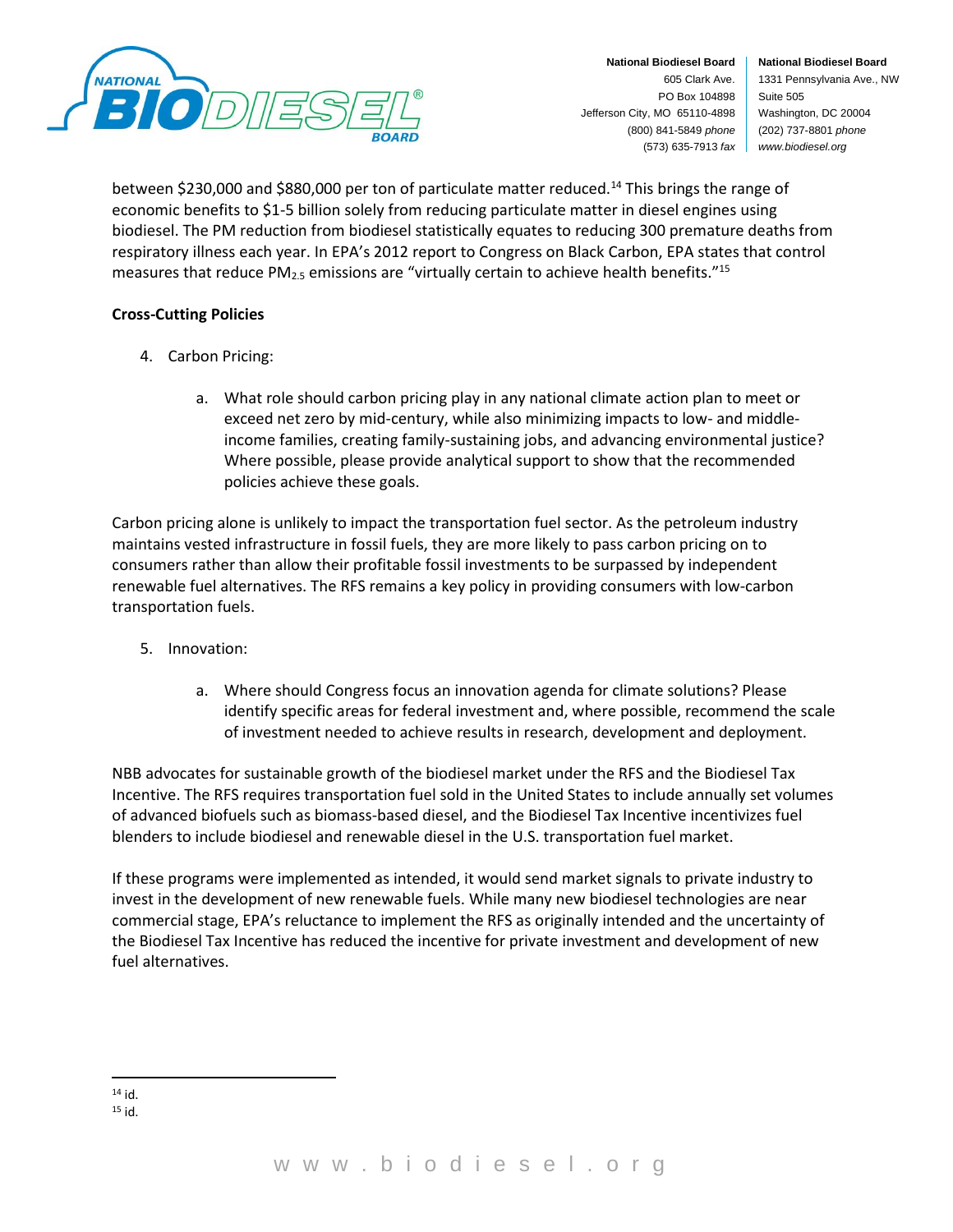between $230,000 and $880,000 per ton of particulate matter reduced.[14] This brings the range of economic benefits to $1-5 billion solely from reducing particulate matter in diesel engines using biodiesel. The PM reduction from biodiesel statistically equates to reducing 300 premature deaths from respiratory illness each year. In EPA's 2012 report to Congress on Black Carbon, EPA states that control measures that reduce $PM_{2.5}$ emissions are "virtually certain to achieve health benefits."[15]

**Cross-Cutting Policies**

4. Carbon Pricing:

   a. What role should carbon pricing play in any national climate action plan to meet or exceed net zero by mid-century, while also minimizing impacts to low- and middle-income families, creating family-sustaining jobs, and advancing environmental justice? Where possible, please provide analytical support to show that the recommended policies achieve these goals.

Carbon pricing alone is unlikely to impact the transportation fuel sector. As the petroleum industry maintains vested infrastructure in fossil fuels, they are more likely to pass carbon pricing on to consumers rather than allow their profitable fossil investments to be surpassed by independent renewable fuel alternatives. The RFS remains a key policy in providing consumers with low-carbon transportation fuels.

5. Innovation:

   a. Where should Congress focus an innovation agenda for climate solutions? Please identify specific areas for federal investment and, where possible, recommend the scale of investment needed to achieve results in research, development and deployment.

NBB advocates for sustainable growth of the biodiesel market under the RFS and the Biodiesel Tax Incentive. The RFS requires transportation fuel sold in the United States to include annually set volumes of advanced biofuels such as biomass-based diesel, and the Biodiesel Tax Incentive incentivizes fuel blenders to include biodiesel and renewable diesel in the U.S. transportation fuel market.

If these programs were implemented as intended, it would send market signals to private industry to invest in the development of new renewable fuels. While many new biodiesel technologies are near commercial stage, EPA's reluctance to implement the RFS as originally intended and the uncertainty of the Biodiesel Tax Incentive has reduced the incentive for private investment and development of new fuel alternatives.

---

[14] id.

[15] id.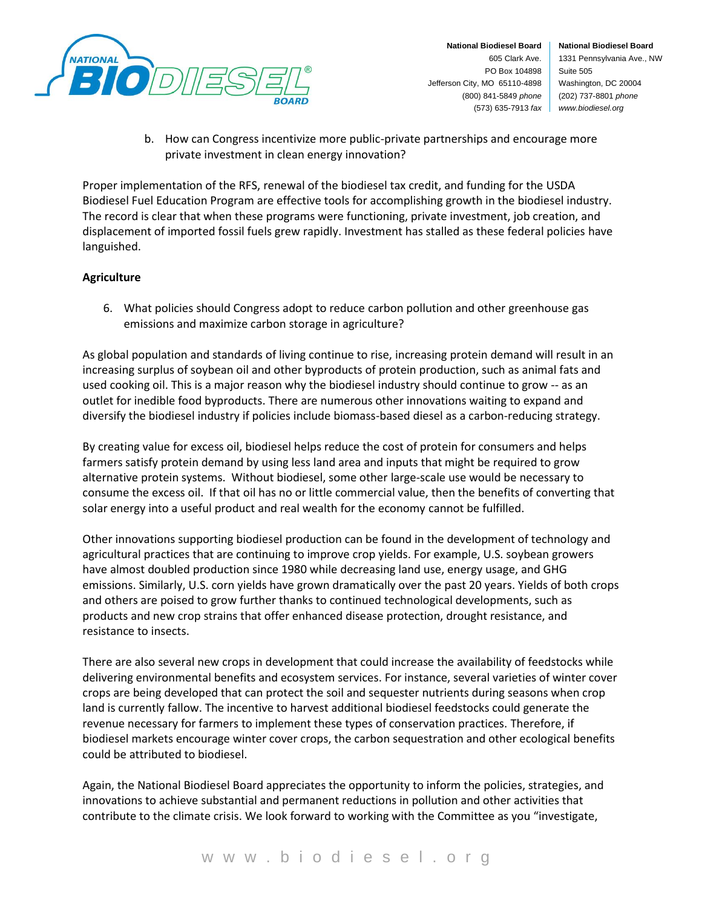b. How can Congress incentivize more public-private partnerships and encourage more private investment in clean energy innovation?

Proper implementation of the RFS, renewal of the biodiesel tax credit, and funding for the USDA Biodiesel Fuel Education Program are effective tools for accomplishing growth in the biodiesel industry. The record is clear that when these programs were functioning, private investment, job creation, and displacement of imported fossil fuels grew rapidly. Investment has stalled as these federal policies have languished.

**Agriculture**

6. What policies should Congress adopt to reduce carbon pollution and other greenhouse gas emissions and maximize carbon storage in agriculture?

As global population and standards of living continue to rise, increasing protein demand will result in an increasing surplus of soybean oil and other byproducts of protein production, such as animal fats and used cooking oil. This is a major reason why the biodiesel industry should continue to grow -- as an outlet for inedible food byproducts. There are numerous other innovations waiting to expand and diversify the biodiesel industry if policies include biomass-based diesel as a carbon-reducing strategy.

By creating value for excess oil, biodiesel helps reduce the cost of protein for consumers and helps farmers satisfy protein demand by using less land area and inputs that might be required to grow alternative protein systems. Without biodiesel, some other large-scale use would be necessary to consume the excess oil. If that oil has no or little commercial value, then the benefits of converting that solar energy into a useful product and real wealth for the economy cannot be fulfilled.

Other innovations supporting biodiesel production can be found in the development of technology and agricultural practices that are continuing to improve crop yields. For example, U.S. soybean growers have almost doubled production since 1980 while decreasing land use, energy usage, and GHG emissions. Similarly, U.S. corn yields have grown dramatically over the past 20 years. Yields of both crops and others are poised to grow further thanks to continued technological developments, such as products and new crop strains that offer enhanced disease protection, drought resistance, and resistance to insects.

There are also several new crops in development that could increase the availability of feedstocks while delivering environmental benefits and ecosystem services. For instance, several varieties of winter cover crops are being developed that can protect the soil and sequester nutrients during seasons when crop land is currently fallow. The incentive to harvest additional biodiesel feedstocks could generate the revenue necessary for farmers to implement these types of conservation practices. Therefore, if biodiesel markets encourage winter cover crops, the carbon sequestration and other ecological benefits could be attributed to biodiesel.

Again, the National Biodiesel Board appreciates the opportunity to inform the policies, strategies, and innovations to achieve substantial and permanent reductions in pollution and other activities that contribute to the climate crisis. We look forward to working with the Committee as you "investigate,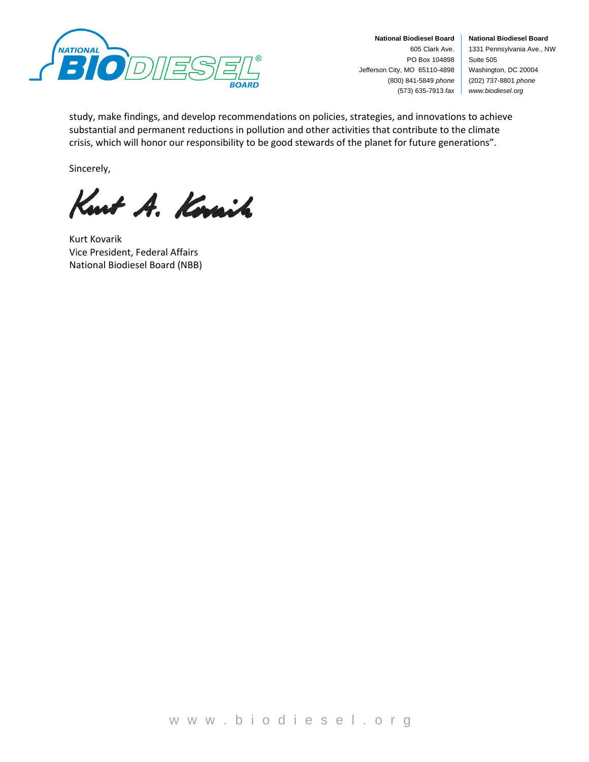study, make findings, and develop recommendations on policies, strategies, and innovations to achieve substantial and permanent reductions in pollution and other activities that contribute to the climate crisis, which will honor our responsibility to be good stewards of the planet for future generations".

Sincerely,

Kurt Kovarik
Vice President, Federal Affairs
National Biodiesel Board (NBB)